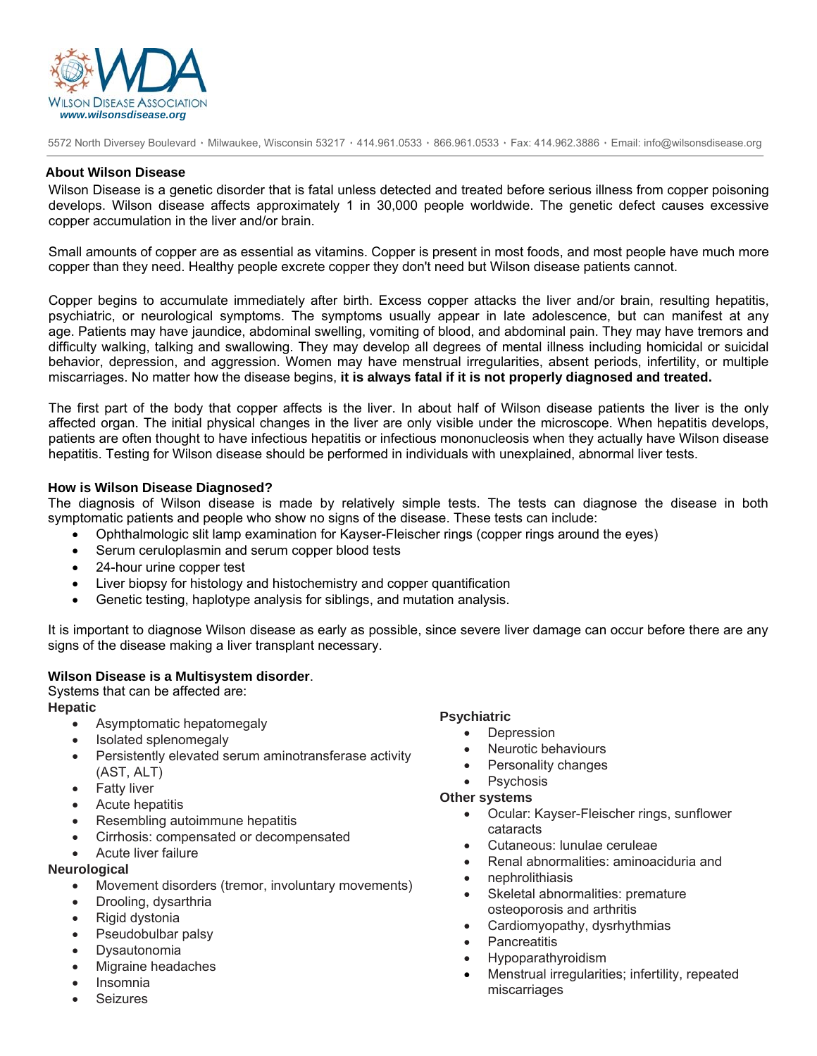WILSON DISEASE ASSOCIATION
*www.wilsonsdisease.org*

5572 North Diversey Boulevard • Milwaukee, Wisconsin 53217 • 414.961.0533 • 866.961.0533 • Fax: 414.962.3886 • Email: info@wilsonsdisease.org

## About Wilson Disease

Wilson Disease is a genetic disorder that is fatal unless detected and treated before serious illness from copper poisoning develops. Wilson disease affects approximately 1 in 30,000 people worldwide. The genetic defect causes excessive copper accumulation in the liver and/or brain.

Small amounts of copper are as essential as vitamins. Copper is present in most foods, and most people have much more copper than they need. Healthy people excrete copper they don't need but Wilson disease patients cannot.

Copper begins to accumulate immediately after birth. Excess copper attacks the liver and/or brain, resulting hepatitis, psychiatric, or neurological symptoms. The symptoms usually appear in late adolescence, but can manifest at any age. Patients may have jaundice, abdominal swelling, vomiting of blood, and abdominal pain. They may have tremors and difficulty walking, talking and swallowing. They may develop all degrees of mental illness including homicidal or suicidal behavior, depression, and aggression. Women may have menstrual irregularities, absent periods, infertility, or multiple miscarriages. No matter how the disease begins, **it is always fatal if it is not properly diagnosed and treated.**

The first part of the body that copper affects is the liver. In about half of Wilson disease patients the liver is the only affected organ. The initial physical changes in the liver are only visible under the microscope. When hepatitis develops, patients are often thought to have infectious hepatitis or infectious mononucleosis when they actually have Wilson disease hepatitis. Testing for Wilson disease should be performed in individuals with unexplained, abnormal liver tests.

### How is Wilson Disease Diagnosed?

The diagnosis of Wilson disease is made by relatively simple tests. The tests can diagnose the disease in both symptomatic patients and people who show no signs of the disease. These tests can include:

- Ophthalmologic slit lamp examination for Kayser-Fleischer rings (copper rings around the eyes)
- Serum ceruloplasmin and serum copper blood tests
- 24-hour urine copper test
- Liver biopsy for histology and histochemistry and copper quantification
- Genetic testing, haplotype analysis for siblings, and mutation analysis.

It is important to diagnose Wilson disease as early as possible, since severe liver damage can occur before there are any signs of the disease making a liver transplant necessary.

**Wilson Disease is a Multisystem disorder**.
Systems that can be affected are:

**Hepatic**
- Asymptomatic hepatomegaly
- Isolated splenomegaly
- Persistently elevated serum aminotransferase activity (AST, ALT)
- Fatty liver
- Acute hepatitis
- Resembling autoimmune hepatitis
- Cirrhosis: compensated or decompensated
- Acute liver failure

**Neurological**
- Movement disorders (tremor, involuntary movements)
- Drooling, dysarthria
- Rigid dystonia
- Pseudobulbar palsy
- Dysautonomia
- Migraine headaches
- Insomnia
- Seizures

**Psychiatric**
- Depression
- Neurotic behaviours
- Personality changes
- Psychosis

**Other systems**
- Ocular: Kayser-Fleischer rings, sunflower cataracts
- Cutaneous: lunulae ceruleae
- Renal abnormalities: aminoaciduria and
- nephrolithiasis
- Skeletal abnormalities: premature osteoporosis and arthritis
- Cardiomyopathy, dysrhythmias
- Pancreatitis
- Hypoparathyroidism
- Menstrual irregularities; infertility, repeated miscarriages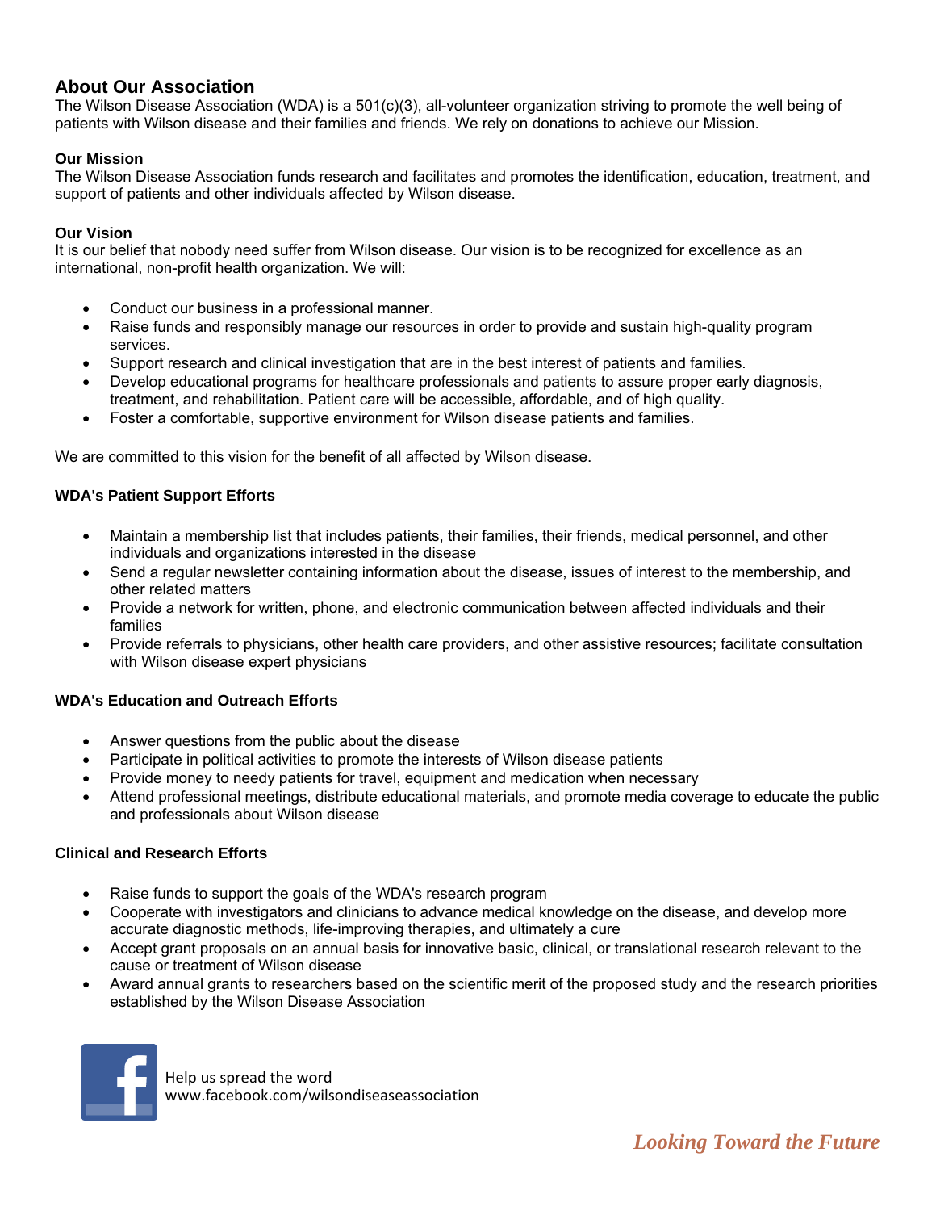## About Our Association

The Wilson Disease Association (WDA) is a 501(c)(3), all-volunteer organization striving to promote the well being of patients with Wilson disease and their families and friends. We rely on donations to achieve our Mission.

### Our Mission

The Wilson Disease Association funds research and facilitates and promotes the identification, education, treatment, and support of patients and other individuals affected by Wilson disease.

### Our Vision

It is our belief that nobody need suffer from Wilson disease. Our vision is to be recognized for excellence as an international, non-profit health organization. We will:

- Conduct our business in a professional manner.
- Raise funds and responsibly manage our resources in order to provide and sustain high-quality program services.
- Support research and clinical investigation that are in the best interest of patients and families.
- Develop educational programs for healthcare professionals and patients to assure proper early diagnosis, treatment, and rehabilitation. Patient care will be accessible, affordable, and of high quality.
- Foster a comfortable, supportive environment for Wilson disease patients and families.

We are committed to this vision for the benefit of all affected by Wilson disease.

### WDA's Patient Support Efforts

- Maintain a membership list that includes patients, their families, their friends, medical personnel, and other individuals and organizations interested in the disease
- Send a regular newsletter containing information about the disease, issues of interest to the membership, and other related matters
- Provide a network for written, phone, and electronic communication between affected individuals and their families
- Provide referrals to physicians, other health care providers, and other assistive resources; facilitate consultation with Wilson disease expert physicians

### WDA's Education and Outreach Efforts

- Answer questions from the public about the disease
- Participate in political activities to promote the interests of Wilson disease patients
- Provide money to needy patients for travel, equipment and medication when necessary
- Attend professional meetings, distribute educational materials, and promote media coverage to educate the public and professionals about Wilson disease

### Clinical and Research Efforts

- Raise funds to support the goals of the WDA's research program
- Cooperate with investigators and clinicians to advance medical knowledge on the disease, and develop more accurate diagnostic methods, life-improving therapies, and ultimately a cure
- Accept grant proposals on an annual basis for innovative basic, clinical, or translational research relevant to the cause or treatment of Wilson disease
- Award annual grants to researchers based on the scientific merit of the proposed study and the research priorities established by the Wilson Disease Association

Help us spread the word
www.facebook.com/wilsondiseaseassociation

*Looking Toward the Future*